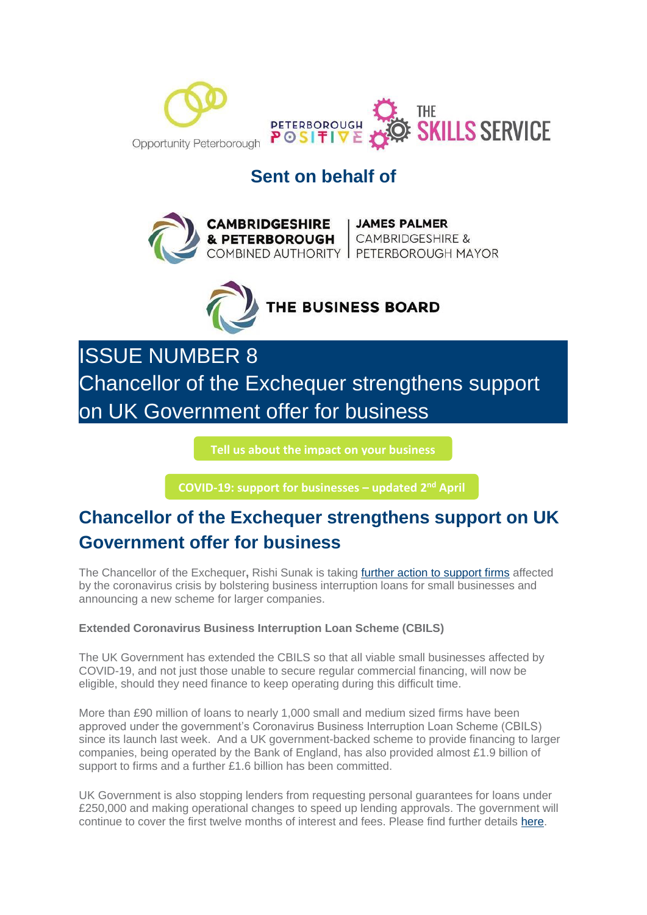Opportunity Peterborough

PETERBOROUGH POSITIVE

THE SKILLS SERVICE

## Sent on behalf of

CAMBRIDGESHIRE & PETERBOROUGH COMBINED AUTHORITY | JAMES PALMER CAMBRIDGESHIRE & PETERBOROUGH MAYOR

THE BUSINESS BOARD

# ISSUE NUMBER 8
# Chancellor of the Exchequer strengthens support on UK Government offer for business

**Tell us about the impact on your business**

**COVID-19: support for businesses – updated 2nd April**

## Chancellor of the Exchequer strengthens support on UK Government offer for business

The Chancellor of the Exchequer**,** Rishi Sunak is taking further action to support firms affected by the coronavirus crisis by bolstering business interruption loans for small businesses and announcing a new scheme for larger companies.

**Extended Coronavirus Business Interruption Loan Scheme (CBILS)**

The UK Government has extended the CBILS so that all viable small businesses affected by COVID-19, and not just those unable to secure regular commercial financing, will now be eligible, should they need finance to keep operating during this difficult time.

More than £90 million of loans to nearly 1,000 small and medium sized firms have been approved under the government's Coronavirus Business Interruption Loan Scheme (CBILS) since its launch last week. And a UK government-backed scheme to provide financing to larger companies, being operated by the Bank of England, has also provided almost £1.9 billion of support to firms and a further £1.6 billion has been committed.

UK Government is also stopping lenders from requesting personal guarantees for loans under £250,000 and making operational changes to speed up lending approvals. The government will continue to cover the first twelve months of interest and fees. Please find further details here.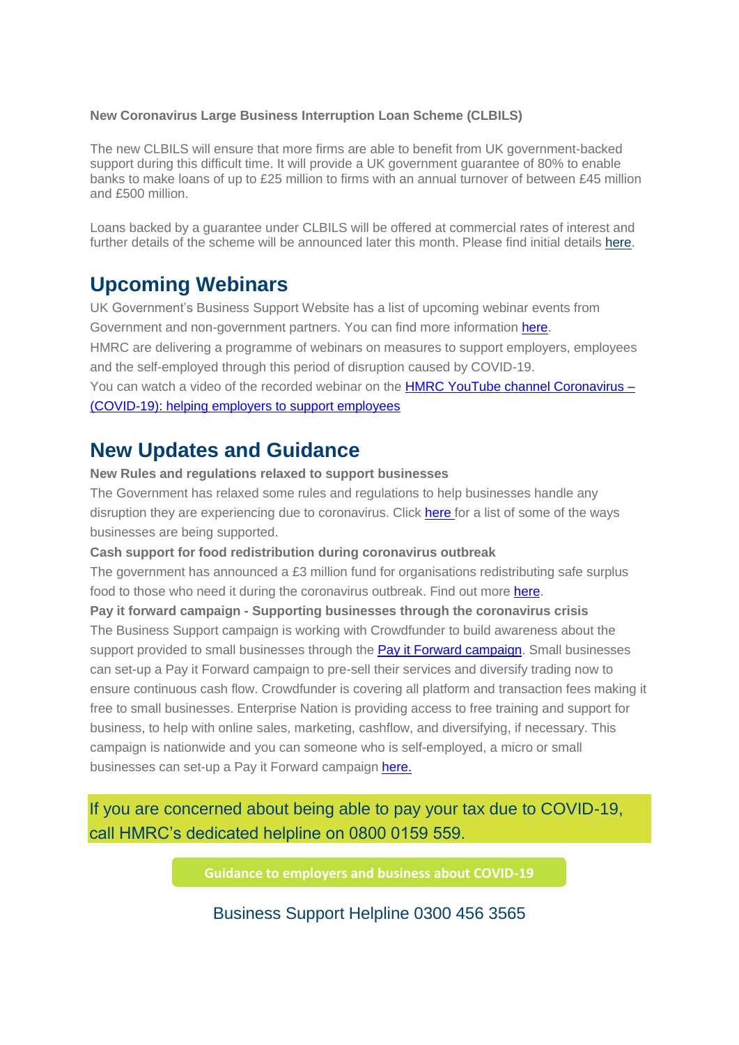**New Coronavirus Large Business Interruption Loan Scheme (CLBILS)**

The new CLBILS will ensure that more firms are able to benefit from UK government-backed support during this difficult time. It will provide a UK government guarantee of 80% to enable banks to make loans of up to £25 million to firms with an annual turnover of between £45 million and £500 million.

Loans backed by a guarantee under CLBILS will be offered at commercial rates of interest and further details of the scheme will be announced later this month. Please find initial details here.

## Upcoming Webinars

UK Government's Business Support Website has a list of upcoming webinar events from Government and non-government partners. You can find more information here.
HMRC are delivering a programme of webinars on measures to support employers, employees and the self-employed through this period of disruption caused by COVID-19.
You can watch a video of the recorded webinar on the HMRC YouTube channel Coronavirus – (COVID-19): helping employers to support employees

## New Updates and Guidance

**New Rules and regulations relaxed to support businesses**
The Government has relaxed some rules and regulations to help businesses handle any disruption they are experiencing due to coronavirus. Click here for a list of some of the ways businesses are being supported.
**Cash support for food redistribution during coronavirus outbreak**
The government has announced a £3 million fund for organisations redistributing safe surplus food to those who need it during the coronavirus outbreak. Find out more here.
**Pay it forward campaign - Supporting businesses through the coronavirus crisis**
The Business Support campaign is working with Crowdfunder to build awareness about the support provided to small businesses through the Pay it Forward campaign. Small businesses can set-up a Pay it Forward campaign to pre-sell their services and diversify trading now to ensure continuous cash flow. Crowdfunder is covering all platform and transaction fees making it free to small businesses. Enterprise Nation is providing access to free training and support for business, to help with online sales, marketing, cashflow, and diversifying, if necessary. This campaign is nationwide and you can someone who is self-employed, a micro or small businesses can set-up a Pay it Forward campaign here.

If you are concerned about being able to pay your tax due to COVID-19, call HMRC's dedicated helpline on 0800 0159 559.

Guidance to employers and business about COVID-19

Business Support Helpline 0300 456 3565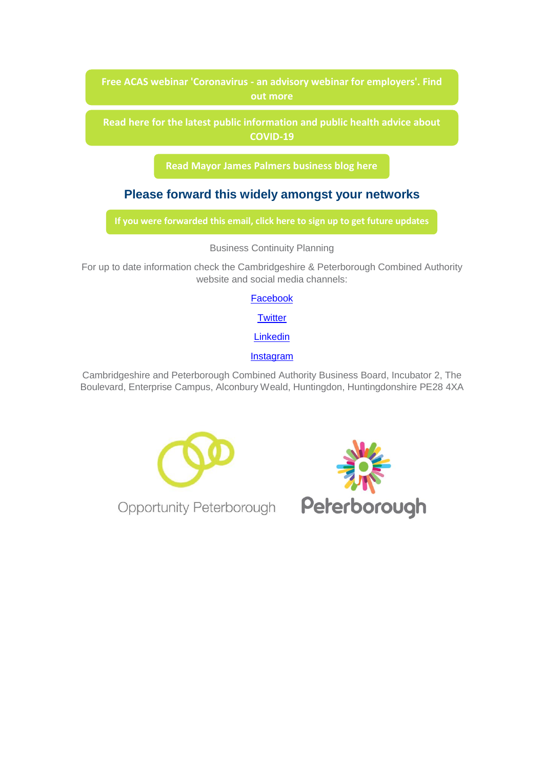**Free ACAS webinar 'Coronavirus - an advisory webinar for employers'. Find out more**

**Read here for the latest public information and public health advice about COVID-19**

**Read Mayor James Palmers business blog here**

## Please forward this widely amongst your networks

**If you were forwarded this email, click here to sign up to get future updates**

Business Continuity Planning

For up to date information check the Cambridgeshire & Peterborough Combined Authority website and social media channels:

Facebook

Twitter

Linkedin

Instagram

Cambridgeshire and Peterborough Combined Authority Business Board, Incubator 2, The Boulevard, Enterprise Campus, Alconbury Weald, Huntingdon, Huntingdonshire PE28 4XA

Opportunity Peterborough

Peterborough